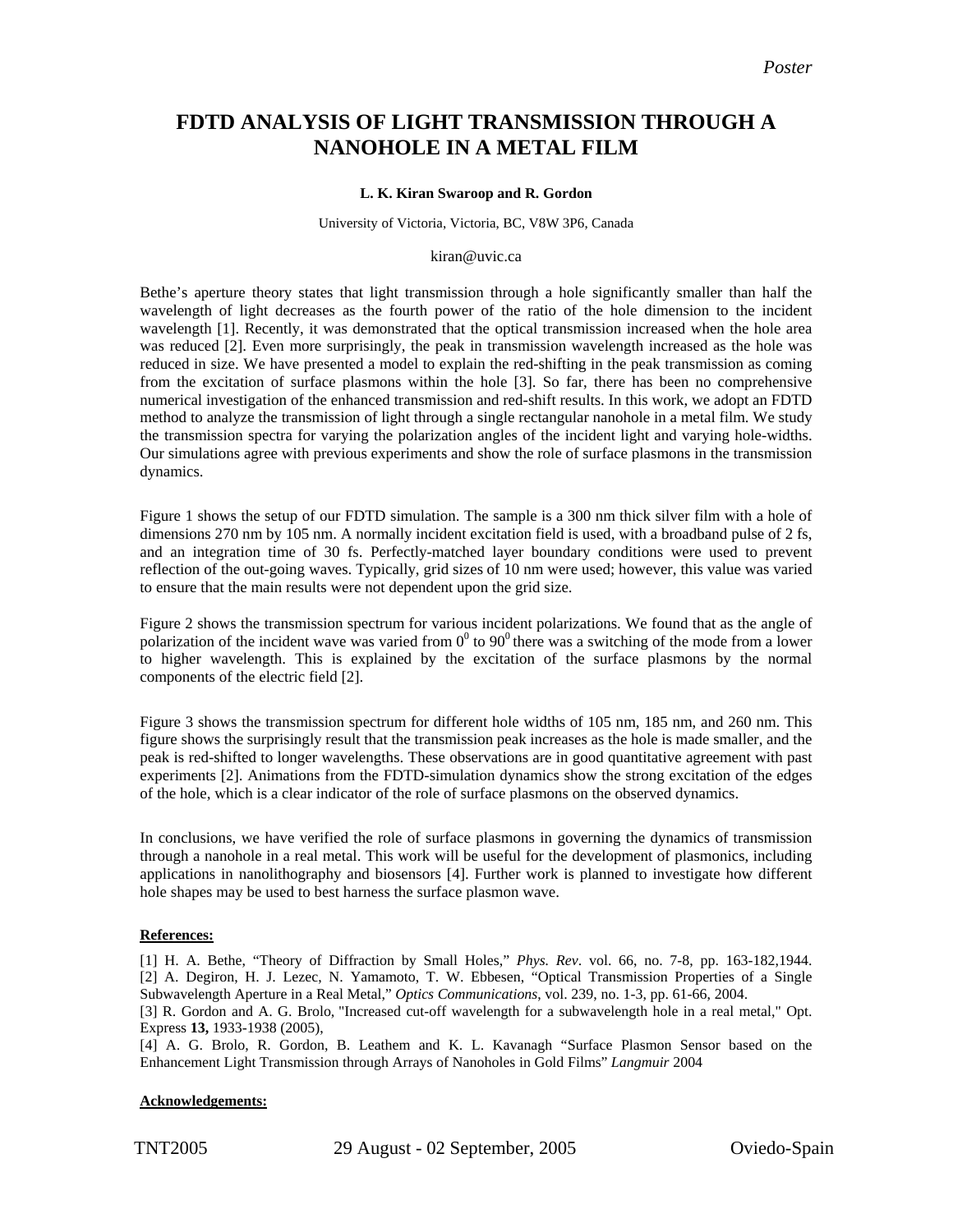# FDTD ANALYSIS OF LIGHT TRANSMISSION THROUGH A NANOHOLE IN A METAL FILM

**L. K. Kiran Swaroop and R. Gordon**

University of Victoria, Victoria, BC, V8W 3P6, Canada

kiran@uvic.ca

Bethe's aperture theory states that light transmission through a hole significantly smaller than half the wavelength of light decreases as the fourth power of the ratio of the hole dimension to the incident wavelength [1]. Recently, it was demonstrated that the optical transmission increased when the hole area was reduced [2]. Even more surprisingly, the peak in transmission wavelength increased as the hole was reduced in size. We have presented a model to explain the red-shifting in the peak transmission as coming from the excitation of surface plasmons within the hole [3]. So far, there has been no comprehensive numerical investigation of the enhanced transmission and red-shift results. In this work, we adopt an FDTD method to analyze the transmission of light through a single rectangular nanohole in a metal film. We study the transmission spectra for varying the polarization angles of the incident light and varying hole-widths. Our simulations agree with previous experiments and show the role of surface plasmons in the transmission dynamics.

Figure 1 shows the setup of our FDTD simulation. The sample is a 300 nm thick silver film with a hole of dimensions 270 nm by 105 nm. A normally incident excitation field is used, with a broadband pulse of 2 fs, and an integration time of 30 fs. Perfectly-matched layer boundary conditions were used to prevent reflection of the out-going waves. Typically, grid sizes of 10 nm were used; however, this value was varied to ensure that the main results were not dependent upon the grid size.

Figure 2 shows the transmission spectrum for various incident polarizations. We found that as the angle of polarization of the incident wave was varied from $0^0$ to $90^0$ there was a switching of the mode from a lower to higher wavelength. This is explained by the excitation of the surface plasmons by the normal components of the electric field [2].

Figure 3 shows the transmission spectrum for different hole widths of 105 nm, 185 nm, and 260 nm. This figure shows the surprisingly result that the transmission peak increases as the hole is made smaller, and the peak is red-shifted to longer wavelengths. These observations are in good quantitative agreement with past experiments [2]. Animations from the FDTD-simulation dynamics show the strong excitation of the edges of the hole, which is a clear indicator of the role of surface plasmons on the observed dynamics.

In conclusions, we have verified the role of surface plasmons in governing the dynamics of transmission through a nanohole in a real metal. This work will be useful for the development of plasmonics, including applications in nanolithography and biosensors [4]. Further work is planned to investigate how different hole shapes may be used to best harness the surface plasmon wave.

**References:**

[1] H. A. Bethe, "Theory of Diffraction by Small Holes," *Phys. Rev*. vol. 66, no. 7-8, pp. 163-182,1944.
[2] A. Degiron, H. J. Lezec, N. Yamamoto, T. W. Ebbesen, "Optical Transmission Properties of a Single Subwavelength Aperture in a Real Metal," *Optics Communications*, vol. 239, no. 1-3, pp. 61-66, 2004.
[3] R. Gordon and A. G. Brolo, "Increased cut-off wavelength for a subwavelength hole in a real metal," Opt. Express **13,** 1933-1938 (2005),
[4] A. G. Brolo, R. Gordon, B. Leathem and K. L. Kavanagh "Surface Plasmon Sensor based on the Enhancement Light Transmission through Arrays of Nanoholes in Gold Films" *Langmuir* 2004

**Acknowledgements:**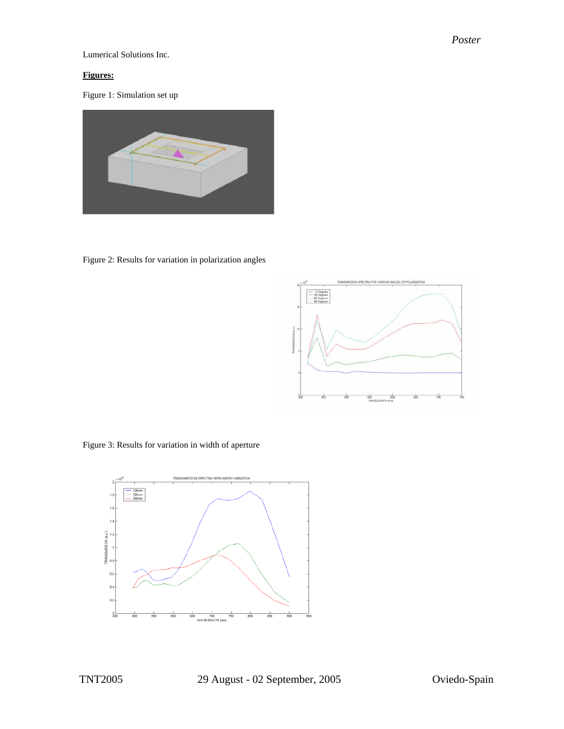Lumerical Solutions Inc.

**Figures:**

Figure 1: Simulation set up

Figure 2: Results for variation in polarization angles

TRANSMISSION SPECTRA FOR VARIOUS ANGLES OF POLARIZATION

× 10⁸

0 Degrees
30 Degrees
60 Degrees
90 Degrees

TRANSMISSION (a.u.)

20
15
10
5
0
-5

400
450
500
550
600
650
700
750

WAVELENGTH (nm)

Figure 3: Results for variation in width of aperture

TRANSMISSON SPECTRA WITH WIDTH VARIATION

× 10¹⁰

105nm
165nm
260nm

TRANSMISSION (a.u.)

2
1.8
1.6
1.4
1.2
1
0.8
0.6
0.4
0.2
0

450
500
550
600
650
700
750
800
850
900
950

WAVELENGTH (nm)